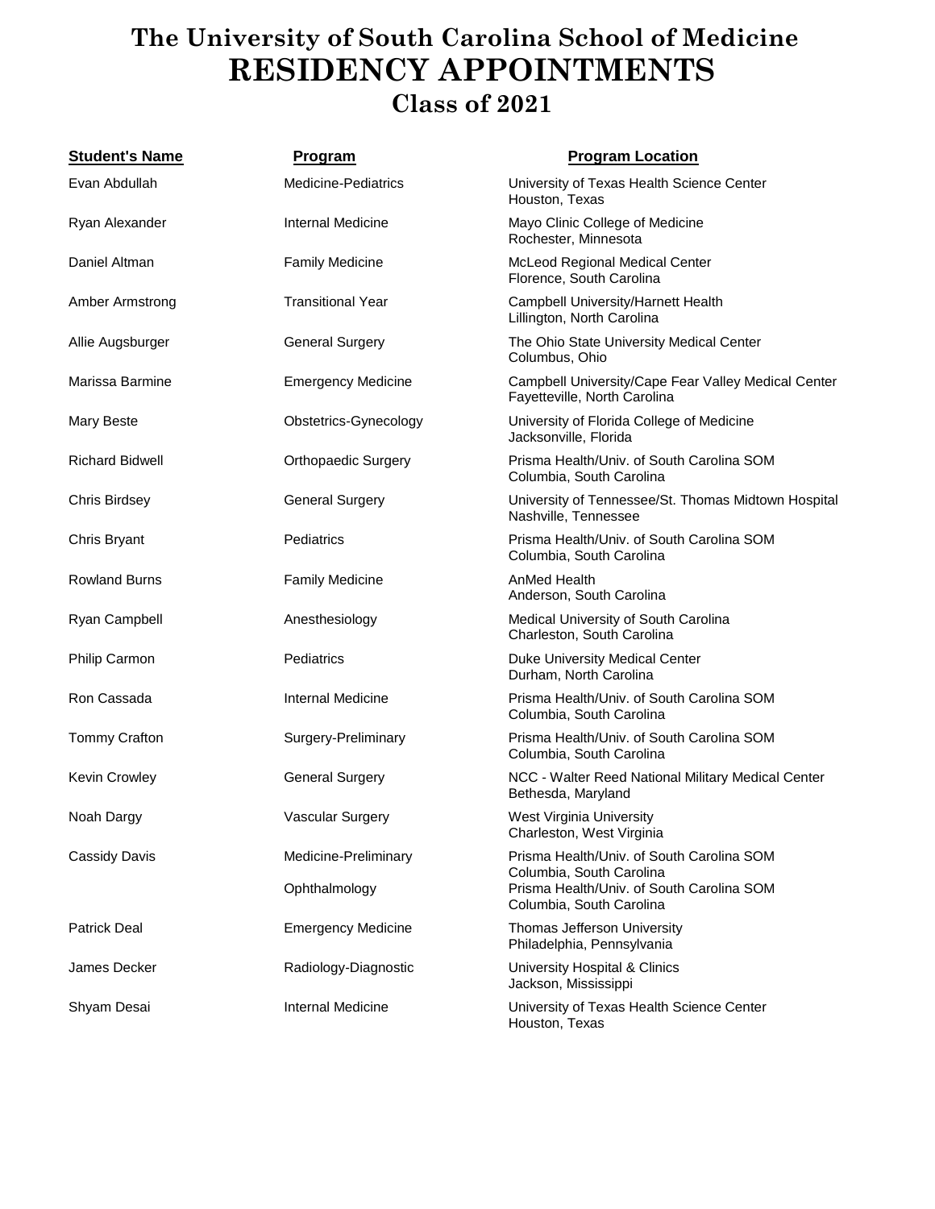# The University of South Carolina School of Medicine
# RESIDENCY APPOINTMENTS
## Class of 2021

| Student's Name | Program | Program Location |
|---|---|---|
| Evan Abdullah | Medicine-Pediatrics | University of Texas Health Science Center<br>Houston, Texas |
| Ryan Alexander | Internal Medicine | Mayo Clinic College of Medicine<br>Rochester, Minnesota |
| Daniel Altman | Family Medicine | McLeod Regional Medical Center<br>Florence, South Carolina |
| Amber Armstrong | Transitional Year | Campbell University/Harnett Health<br>Lillington, North Carolina |
| Allie Augsburger | General Surgery | The Ohio State University Medical Center<br>Columbus, Ohio |
| Marissa Barmine | Emergency Medicine | Campbell University/Cape Fear Valley Medical Center<br>Fayetteville, North Carolina |
| Mary Beste | Obstetrics-Gynecology | University of Florida College of Medicine<br>Jacksonville, Florida |
| Richard Bidwell | Orthopaedic Surgery | Prisma Health/Univ. of South Carolina SOM<br>Columbia, South Carolina |
| Chris Birdsey | General Surgery | University of Tennessee/St. Thomas Midtown Hospital<br>Nashville, Tennessee |
| Chris Bryant | Pediatrics | Prisma Health/Univ. of South Carolina SOM<br>Columbia, South Carolina |
| Rowland Burns | Family Medicine | AnMed Health<br>Anderson, South Carolina |
| Ryan Campbell | Anesthesiology | Medical University of South Carolina<br>Charleston, South Carolina |
| Philip Carmon | Pediatrics | Duke University Medical Center<br>Durham, North Carolina |
| Ron Cassada | Internal Medicine | Prisma Health/Univ. of South Carolina SOM<br>Columbia, South Carolina |
| Tommy Crafton | Surgery-Preliminary | Prisma Health/Univ. of South Carolina SOM<br>Columbia, South Carolina |
| Kevin Crowley | General Surgery | NCC - Walter Reed National Military Medical Center<br>Bethesda, Maryland |
| Noah Dargy | Vascular Surgery | West Virginia University<br>Charleston, West Virginia |
| Cassidy Davis | Medicine-Preliminary | Prisma Health/Univ. of South Carolina SOM<br>Columbia, South Carolina |
| | Ophthalmology | Prisma Health/Univ. of South Carolina SOM<br>Columbia, South Carolina |
| Patrick Deal | Emergency Medicine | Thomas Jefferson University<br>Philadelphia, Pennsylvania |
| James Decker | Radiology-Diagnostic | University Hospital & Clinics<br>Jackson, Mississippi |
| Shyam Desai | Internal Medicine | University of Texas Health Science Center<br>Houston, Texas |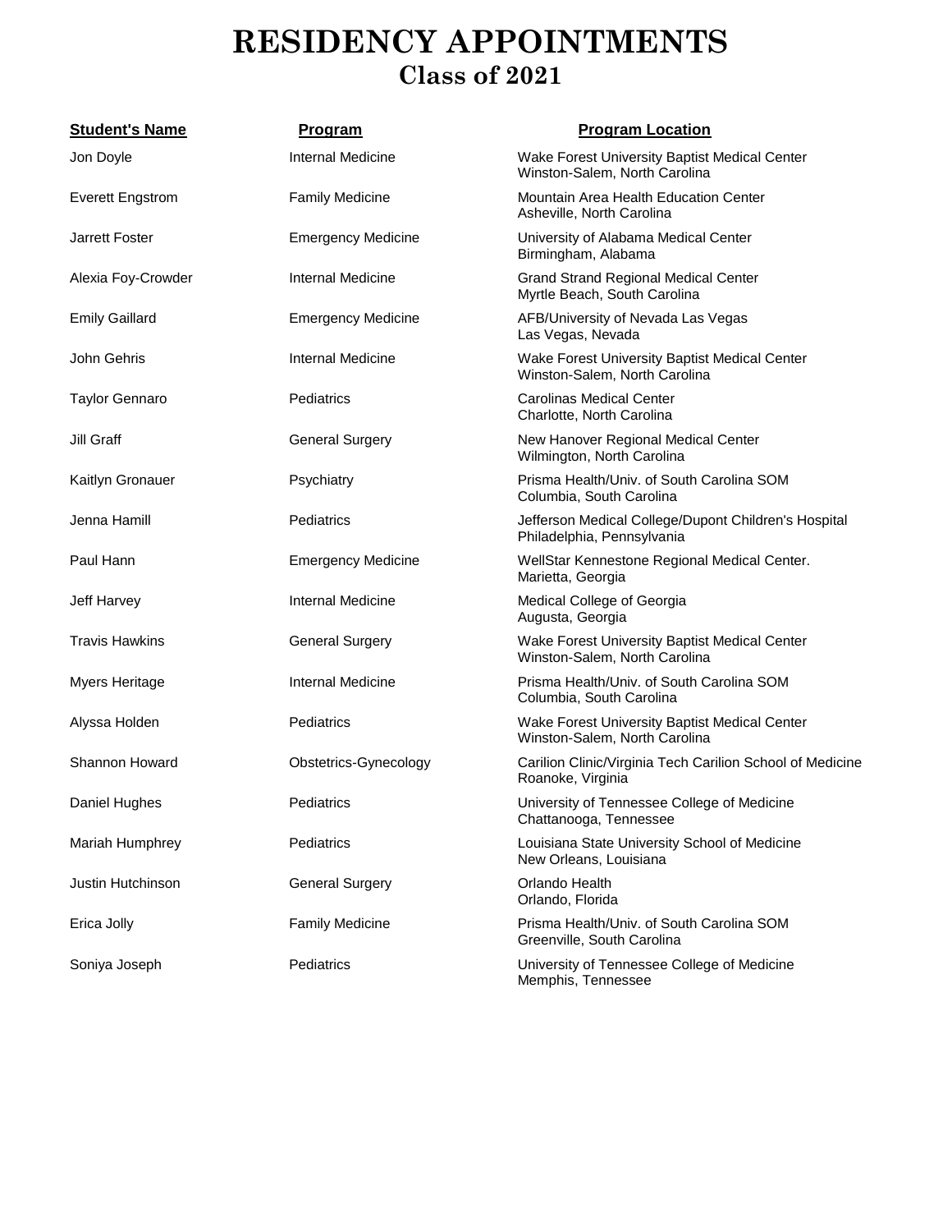# RESIDENCY APPOINTMENTS
## Class of 2021

| Student's Name | Program | Program Location |
|---|---|---|
| Jon Doyle | Internal Medicine | Wake Forest University Baptist Medical Center<br>Winston-Salem, North Carolina |
| Everett Engstrom | Family Medicine | Mountain Area Health Education Center<br>Asheville, North Carolina |
| Jarrett Foster | Emergency Medicine | University of Alabama Medical Center<br>Birmingham, Alabama |
| Alexia Foy-Crowder | Internal Medicine | Grand Strand Regional Medical Center<br>Myrtle Beach, South Carolina |
| Emily Gaillard | Emergency Medicine | AFB/University of Nevada Las Vegas<br>Las Vegas, Nevada |
| John Gehris | Internal Medicine | Wake Forest University Baptist Medical Center<br>Winston-Salem, North Carolina |
| Taylor Gennaro | Pediatrics | Carolinas Medical Center<br>Charlotte, North Carolina |
| Jill Graff | General Surgery | New Hanover Regional Medical Center<br>Wilmington, North Carolina |
| Kaitlyn Gronauer | Psychiatry | Prisma Health/Univ. of South Carolina SOM<br>Columbia, South Carolina |
| Jenna Hamill | Pediatrics | Jefferson Medical College/Dupont Children's Hospital<br>Philadelphia, Pennsylvania |
| Paul Hann | Emergency Medicine | WellStar Kennestone Regional Medical Center.<br>Marietta, Georgia |
| Jeff Harvey | Internal Medicine | Medical College of Georgia<br>Augusta, Georgia |
| Travis Hawkins | General Surgery | Wake Forest University Baptist Medical Center<br>Winston-Salem, North Carolina |
| Myers Heritage | Internal Medicine | Prisma Health/Univ. of South Carolina SOM<br>Columbia, South Carolina |
| Alyssa Holden | Pediatrics | Wake Forest University Baptist Medical Center<br>Winston-Salem, North Carolina |
| Shannon Howard | Obstetrics-Gynecology | Carilion Clinic/Virginia Tech Carilion School of Medicine<br>Roanoke, Virginia |
| Daniel Hughes | Pediatrics | University of Tennessee College of Medicine<br>Chattanooga, Tennessee |
| Mariah Humphrey | Pediatrics | Louisiana State University School of Medicine<br>New Orleans, Louisiana |
| Justin Hutchinson | General Surgery | Orlando Health<br>Orlando, Florida |
| Erica Jolly | Family Medicine | Prisma Health/Univ. of South Carolina SOM<br>Greenville, South Carolina |
| Soniya Joseph | Pediatrics | University of Tennessee College of Medicine<br>Memphis, Tennessee |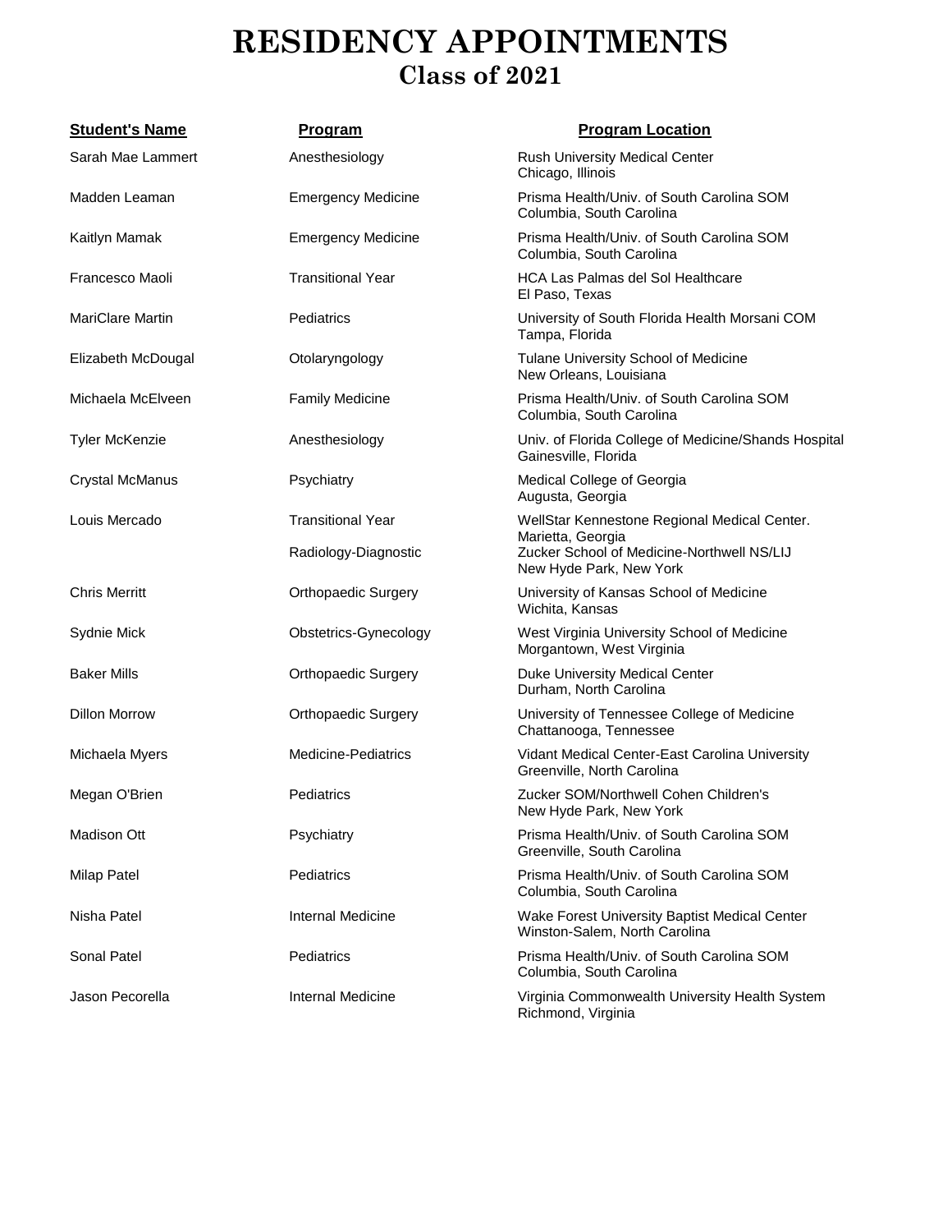# RESIDENCY APPOINTMENTS
## Class of 2021

| Student's Name | Program | Program Location |
|---|---|---|
| Sarah Mae Lammert | Anesthesiology | Rush University Medical Center<br>Chicago, Illinois |
| Madden Leaman | Emergency Medicine | Prisma Health/Univ. of South Carolina SOM<br>Columbia, South Carolina |
| Kaitlyn Mamak | Emergency Medicine | Prisma Health/Univ. of South Carolina SOM<br>Columbia, South Carolina |
| Francesco Maoli | Transitional Year | HCA Las Palmas del Sol Healthcare<br>El Paso, Texas |
| MariClare Martin | Pediatrics | University of South Florida Health Morsani COM<br>Tampa, Florida |
| Elizabeth McDougal | Otolaryngology | Tulane University School of Medicine<br>New Orleans, Louisiana |
| Michaela McElveen | Family Medicine | Prisma Health/Univ. of South Carolina SOM<br>Columbia, South Carolina |
| Tyler McKenzie | Anesthesiology | Univ. of Florida College of Medicine/Shands Hospital<br>Gainesville, Florida |
| Crystal McManus | Psychiatry | Medical College of Georgia<br>Augusta, Georgia |
| Louis Mercado | Transitional Year | WellStar Kennestone Regional Medical Center.<br>Marietta, Georgia |
| | Radiology-Diagnostic | Zucker School of Medicine-Northwell NS/LIJ<br>New Hyde Park, New York |
| Chris Merritt | Orthopaedic Surgery | University of Kansas School of Medicine<br>Wichita, Kansas |
| Sydnie Mick | Obstetrics-Gynecology | West Virginia University School of Medicine<br>Morgantown, West Virginia |
| Baker Mills | Orthopaedic Surgery | Duke University Medical Center<br>Durham, North Carolina |
| Dillon Morrow | Orthopaedic Surgery | University of Tennessee College of Medicine<br>Chattanooga, Tennessee |
| Michaela Myers | Medicine-Pediatrics | Vidant Medical Center-East Carolina University<br>Greenville, North Carolina |
| Megan O'Brien | Pediatrics | Zucker SOM/Northwell Cohen Children's<br>New Hyde Park, New York |
| Madison Ott | Psychiatry | Prisma Health/Univ. of South Carolina SOM<br>Greenville, South Carolina |
| Milap Patel | Pediatrics | Prisma Health/Univ. of South Carolina SOM<br>Columbia, South Carolina |
| Nisha Patel | Internal Medicine | Wake Forest University Baptist Medical Center<br>Winston-Salem, North Carolina |
| Sonal Patel | Pediatrics | Prisma Health/Univ. of South Carolina SOM<br>Columbia, South Carolina |
| Jason Pecorella | Internal Medicine | Virginia Commonwealth University Health System<br>Richmond, Virginia |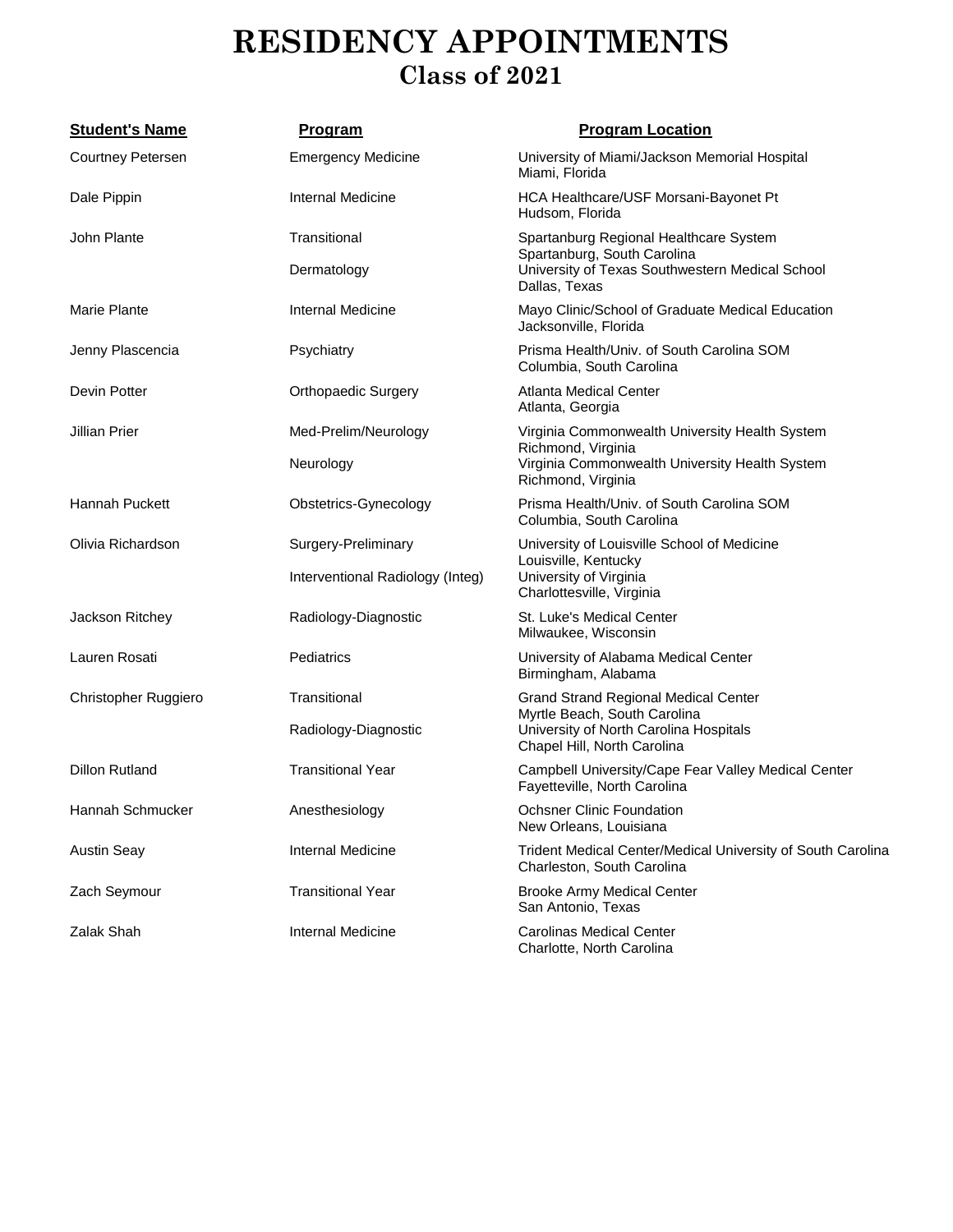# RESIDENCY APPOINTMENTS
## Class of 2021

| Student's Name | Program | Program Location |
|---|---|---|
| Courtney Petersen | Emergency Medicine | University of Miami/Jackson Memorial Hospital<br>Miami, Florida |
| Dale Pippin | Internal Medicine | HCA Healthcare/USF Morsani-Bayonet Pt<br>Hudsom, Florida |
| John Plante | Transitional | Spartanburg Regional Healthcare System<br>Spartanburg, South Carolina |
| | Dermatology | University of Texas Southwestern Medical School<br>Dallas, Texas |
| Marie Plante | Internal Medicine | Mayo Clinic/School of Graduate Medical Education<br>Jacksonville, Florida |
| Jenny Plascencia | Psychiatry | Prisma Health/Univ. of South Carolina SOM<br>Columbia, South Carolina |
| Devin Potter | Orthopaedic Surgery | Atlanta Medical Center<br>Atlanta, Georgia |
| Jillian Prier | Med-Prelim/Neurology | Virginia Commonwealth University Health System<br>Richmond, Virginia |
| | Neurology | Virginia Commonwealth University Health System<br>Richmond, Virginia |
| Hannah Puckett | Obstetrics-Gynecology | Prisma Health/Univ. of South Carolina SOM<br>Columbia, South Carolina |
| Olivia Richardson | Surgery-Preliminary | University of Louisville School of Medicine<br>Louisville, Kentucky |
| | Interventional Radiology (Integ) | University of Virginia<br>Charlottesville, Virginia |
| Jackson Ritchey | Radiology-Diagnostic | St. Luke's Medical Center<br>Milwaukee, Wisconsin |
| Lauren Rosati | Pediatrics | University of Alabama Medical Center<br>Birmingham, Alabama |
| Christopher Ruggiero | Transitional | Grand Strand Regional Medical Center<br>Myrtle Beach, South Carolina |
| | Radiology-Diagnostic | University of North Carolina Hospitals<br>Chapel Hill, North Carolina |
| Dillon Rutland | Transitional Year | Campbell University/Cape Fear Valley Medical Center<br>Fayetteville, North Carolina |
| Hannah Schmucker | Anesthesiology | Ochsner Clinic Foundation<br>New Orleans, Louisiana |
| Austin Seay | Internal Medicine | Trident Medical Center/Medical University of South Carolina<br>Charleston, South Carolina |
| Zach Seymour | Transitional Year | Brooke Army Medical Center<br>San Antonio, Texas |
| Zalak Shah | Internal Medicine | Carolinas Medical Center<br>Charlotte, North Carolina |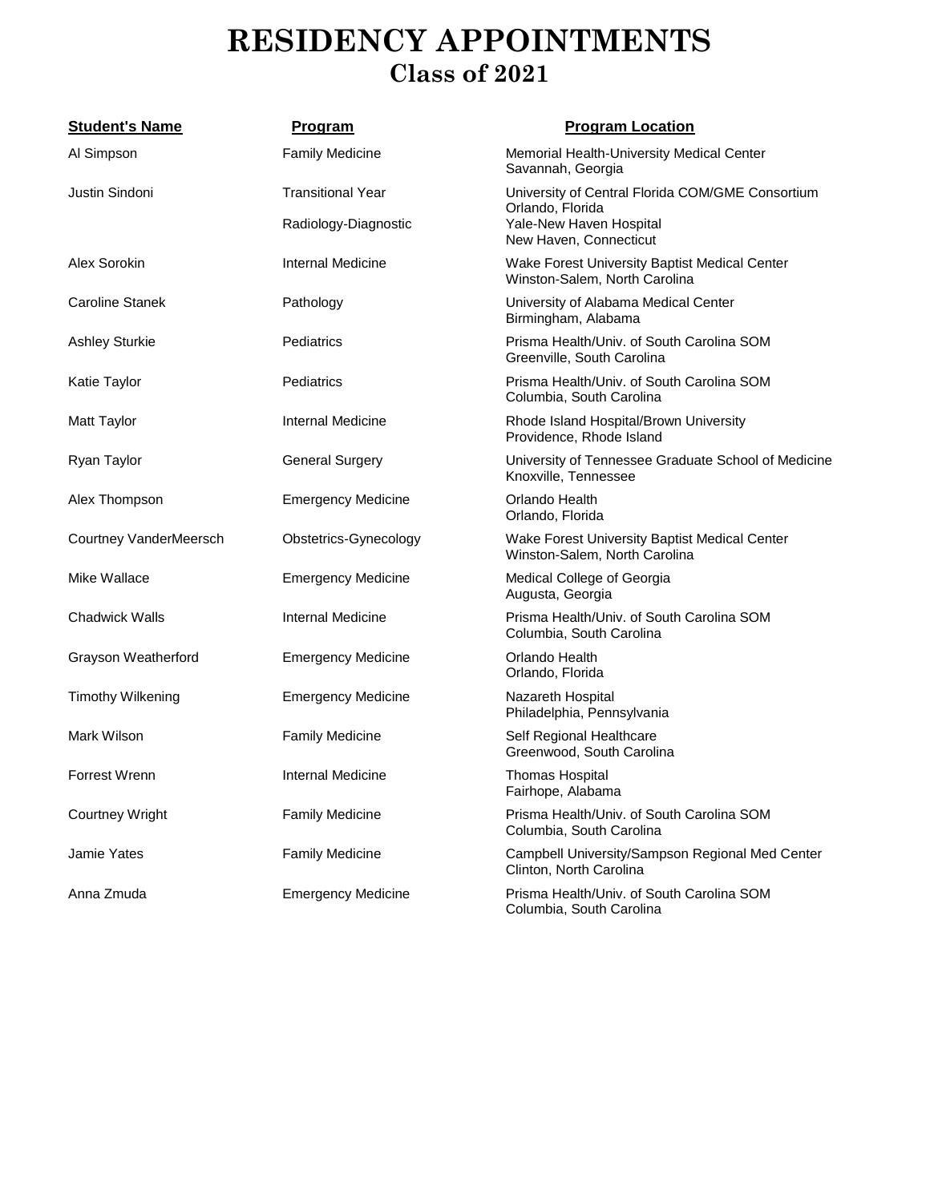# RESIDENCY APPOINTMENTS
## Class of 2021

| Student's Name | Program | Program Location |
|---|---|---|
| Al Simpson | Family Medicine | Memorial Health-University Medical Center<br>Savannah, Georgia |
| Justin Sindoni | Transitional Year | University of Central Florida COM/GME Consortium<br>Orlando, Florida |
| | Radiology-Diagnostic | Yale-New Haven Hospital<br>New Haven, Connecticut |
| Alex Sorokin | Internal Medicine | Wake Forest University Baptist Medical Center<br>Winston-Salem, North Carolina |
| Caroline Stanek | Pathology | University of Alabama Medical Center<br>Birmingham, Alabama |
| Ashley Sturkie | Pediatrics | Prisma Health/Univ. of South Carolina SOM<br>Greenville, South Carolina |
| Katie Taylor | Pediatrics | Prisma Health/Univ. of South Carolina SOM<br>Columbia, South Carolina |
| Matt Taylor | Internal Medicine | Rhode Island Hospital/Brown University<br>Providence, Rhode Island |
| Ryan Taylor | General Surgery | University of Tennessee Graduate School of Medicine<br>Knoxville, Tennessee |
| Alex Thompson | Emergency Medicine | Orlando Health<br>Orlando, Florida |
| Courtney VanderMeersch | Obstetrics-Gynecology | Wake Forest University Baptist Medical Center<br>Winston-Salem, North Carolina |
| Mike Wallace | Emergency Medicine | Medical College of Georgia<br>Augusta, Georgia |
| Chadwick Walls | Internal Medicine | Prisma Health/Univ. of South Carolina SOM<br>Columbia, South Carolina |
| Grayson Weatherford | Emergency Medicine | Orlando Health<br>Orlando, Florida |
| Timothy Wilkening | Emergency Medicine | Nazareth Hospital<br>Philadelphia, Pennsylvania |
| Mark Wilson | Family Medicine | Self Regional Healthcare<br>Greenwood, South Carolina |
| Forrest Wrenn | Internal Medicine | Thomas Hospital<br>Fairhope, Alabama |
| Courtney Wright | Family Medicine | Prisma Health/Univ. of South Carolina SOM<br>Columbia, South Carolina |
| Jamie Yates | Family Medicine | Campbell University/Sampson Regional Med Center<br>Clinton, North Carolina |
| Anna Zmuda | Emergency Medicine | Prisma Health/Univ. of South Carolina SOM<br>Columbia, South Carolina |